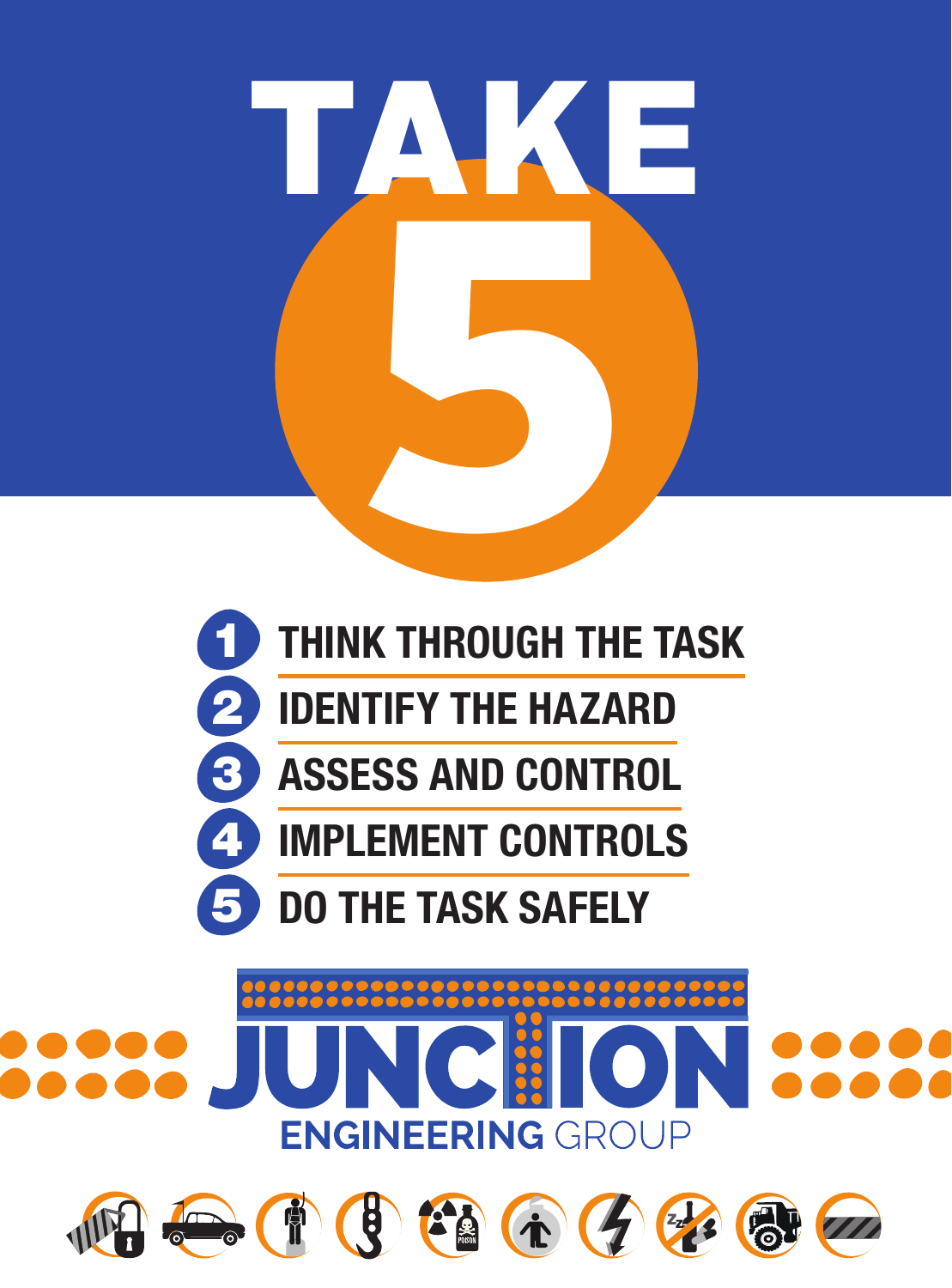# TAKE 5

1. THINK THROUGH THE TASK
2. IDENTIFY THE HAZARD
3. ASSESS AND CONTROL
4. IMPLEMENT CONTROLS
5. DO THE TASK SAFELY

JUNCTION ENGINEERING GROUP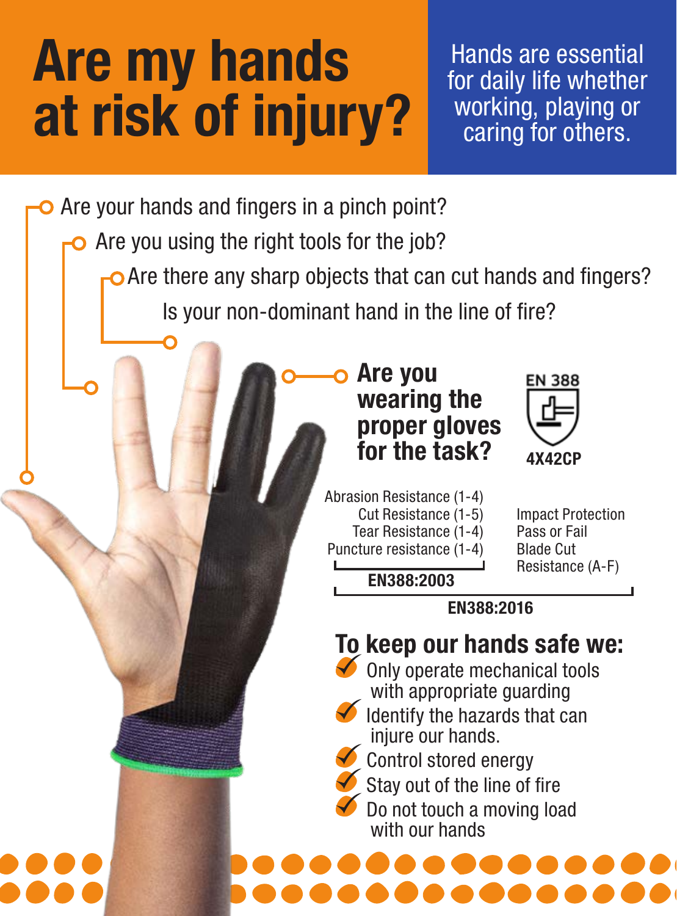# Are my hands at risk of injury?

Hands are essential for daily life whether working, playing or caring for others.

- Are your hands and fingers in a pinch point?
- Are you using the right tools for the job?
- Are there any sharp objects that can cut hands and fingers?
- Is your non-dominant hand in the line of fire?

## Are you wearing the proper gloves for the task?

EN 388

4X42CP

Abrasion Resistance (1-4)
Cut Resistance (1-5)
Tear Resistance (1-4)
Puncture resistance (1-4)

**EN388:2003**

Impact Protection Pass or Fail
Blade Cut Resistance (A-F)

**EN388:2016**

## To keep our hands safe we:

- ✔ Only operate mechanical tools with appropriate guarding
- ✔ Identify the hazards that can injure our hands.
- ✔ Control stored energy
- ✔ Stay out of the line of fire
- ✔ Do not touch a moving load with our hands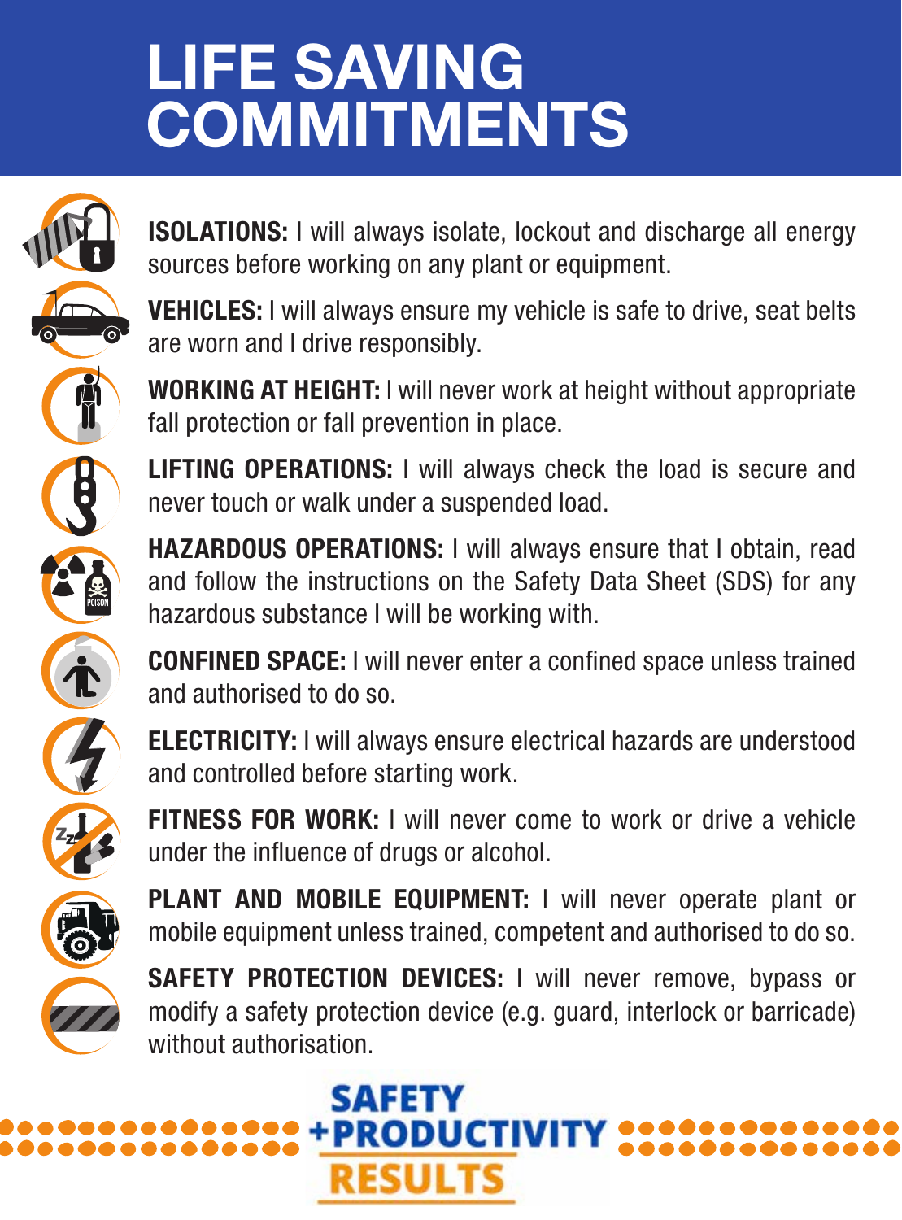# LIFE SAVING COMMITMENTS

**ISOLATIONS:** I will always isolate, lockout and discharge all energy sources before working on any plant or equipment.

**VEHICLES:** I will always ensure my vehicle is safe to drive, seat belts are worn and I drive responsibly.

**WORKING AT HEIGHT:** I will never work at height without appropriate fall protection or fall prevention in place.

**LIFTING OPERATIONS:** I will always check the load is secure and never touch or walk under a suspended load.

**HAZARDOUS OPERATIONS:** I will always ensure that I obtain, read and follow the instructions on the Safety Data Sheet (SDS) for any hazardous substance I will be working with.

**CONFINED SPACE:** I will never enter a confined space unless trained and authorised to do so.

**ELECTRICITY:** I will always ensure electrical hazards are understood and controlled before starting work.

**FITNESS FOR WORK:** I will never come to work or drive a vehicle under the influence of drugs or alcohol.

**PLANT AND MOBILE EQUIPMENT:** I will never operate plant or mobile equipment unless trained, competent and authorised to do so.

**SAFETY PROTECTION DEVICES:** I will never remove, bypass or modify a safety protection device (e.g. guard, interlock or barricade) without authorisation.

SAFETY
+PRODUCTIVITY
RESULTS